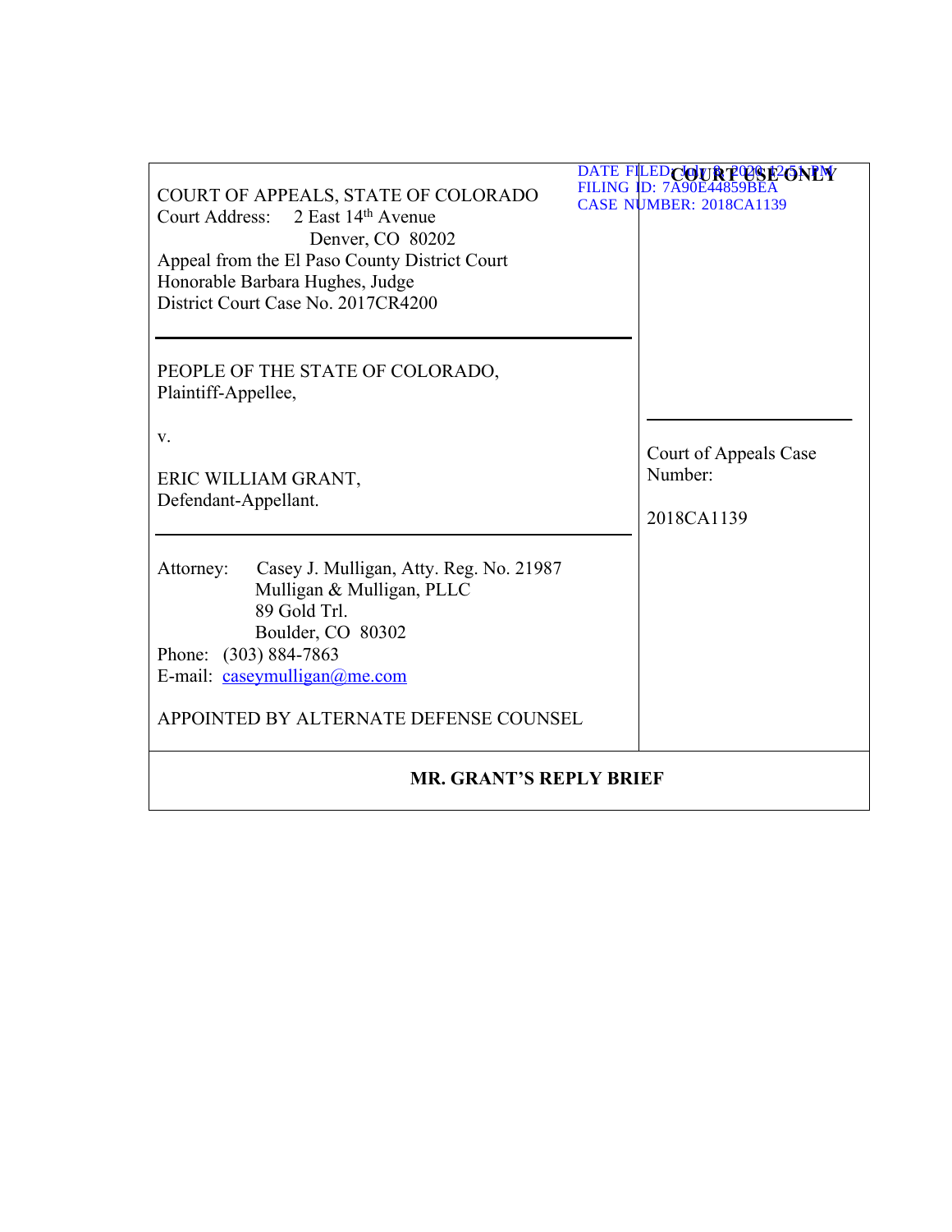DATE FILED: July 8, 2020 12:51 PM
FILING ID: 7A90E44859BEA
CASE NUMBER: 2018CA1139

COURT OF APPEALS, STATE OF COLORADO
Court Address: 2 East 14th Avenue
Denver, CO 80202
Appeal from the El Paso County District Court
Honorable Barbara Hughes, Judge
District Court Case No. 2017CR4200

**COURT USE ONLY**

PEOPLE OF THE STATE OF COLORADO,
Plaintiff-Appellee,

v.

ERIC WILLIAM GRANT,
Defendant-Appellant.

Court of Appeals Case Number:

2018CA1139

Attorney: Casey J. Mulligan, Atty. Reg. No. 21987
Mulligan & Mulligan, PLLC
89 Gold Trl.
Boulder, CO 80302
Phone: (303) 884-7863
E-mail: caseymulligan@me.com

APPOINTED BY ALTERNATE DEFENSE COUNSEL

**MR. GRANT'S REPLY BRIEF**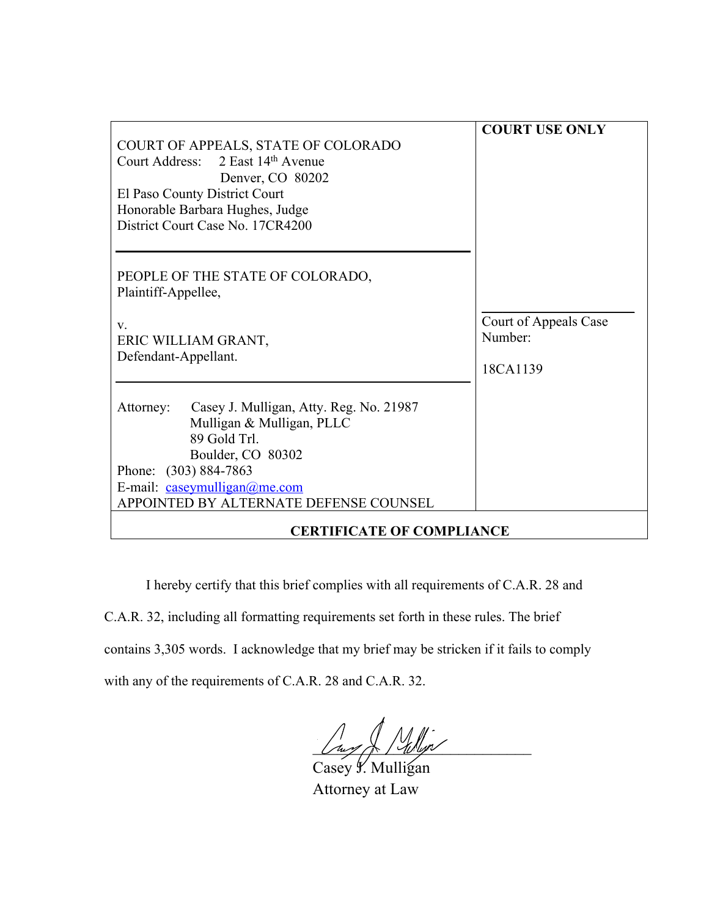| COURT OF APPEALS, STATE OF COLORADO<br>Court Address: 2 East 14th Avenue<br>Denver, CO 80202<br>El Paso County District Court<br>Honorable Barbara Hughes, Judge<br>District Court Case No. 17CR4200 | **COURT USE ONLY** |
|---|---|
| PEOPLE OF THE STATE OF COLORADO,<br>Plaintiff-Appellee,<br><br>v.<br>ERIC WILLIAM GRANT,<br>Defendant-Appellant. | Court of Appeals Case Number:<br><br>18CA1139 |
| Attorney: Casey J. Mulligan, Atty. Reg. No. 21987<br>Mulligan & Mulligan, PLLC<br>89 Gold Trl.<br>Boulder, CO 80302<br>Phone: (303) 884-7863<br>E-mail: caseymulligan@me.com<br>APPOINTED BY ALTERNATE DEFENSE COUNSEL | |

**CERTIFICATE OF COMPLIANCE**

I hereby certify that this brief complies with all requirements of C.A.R. 28 and C.A.R. 32, including all formatting requirements set forth in these rules. The brief contains 3,305 words. I acknowledge that my brief may be stricken if it fails to comply with any of the requirements of C.A.R. 28 and C.A.R. 32.

Casey J. Mulligan
Attorney at Law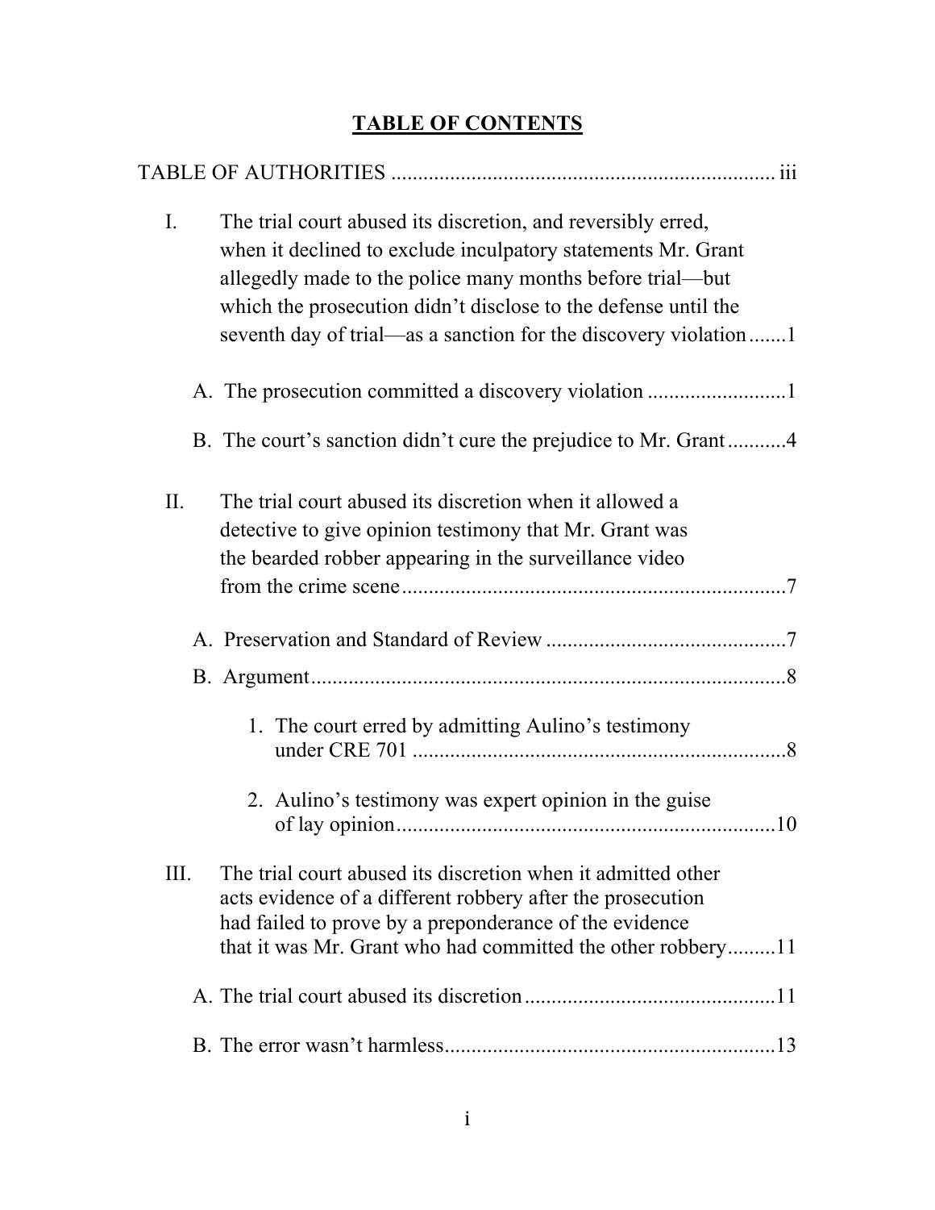# TABLE OF CONTENTS

TABLE OF AUTHORITIES ........................................................................ iii

I. The trial court abused its discretion, and reversibly erred, when it declined to exclude inculpatory statements Mr. Grant allegedly made to the police many months before trial—but which the prosecution didn't disclose to the defense until the seventh day of trial—as a sanction for the discovery violation .......1

  A. The prosecution committed a discovery violation ..........................1

  B. The court's sanction didn't cure the prejudice to Mr. Grant ...........4

II. The trial court abused its discretion when it allowed a detective to give opinion testimony that Mr. Grant was the bearded robber appearing in the surveillance video from the crime scene .......................................................................7

  A. Preservation and Standard of Review .............................................7

  B. Argument .........................................................................................8

    1. The court erred by admitting Aulino's testimony under CRE 701 ......................................................................8

    2. Aulino's testimony was expert opinion in the guise of lay opinion .......................................................................10

III. The trial court abused its discretion when it admitted other acts evidence of a different robbery after the prosecution had failed to prove by a preponderance of the evidence that it was Mr. Grant who had committed the other robbery .........11

  A. The trial court abused its discretion ...............................................11

  B. The error wasn't harmless ..............................................................13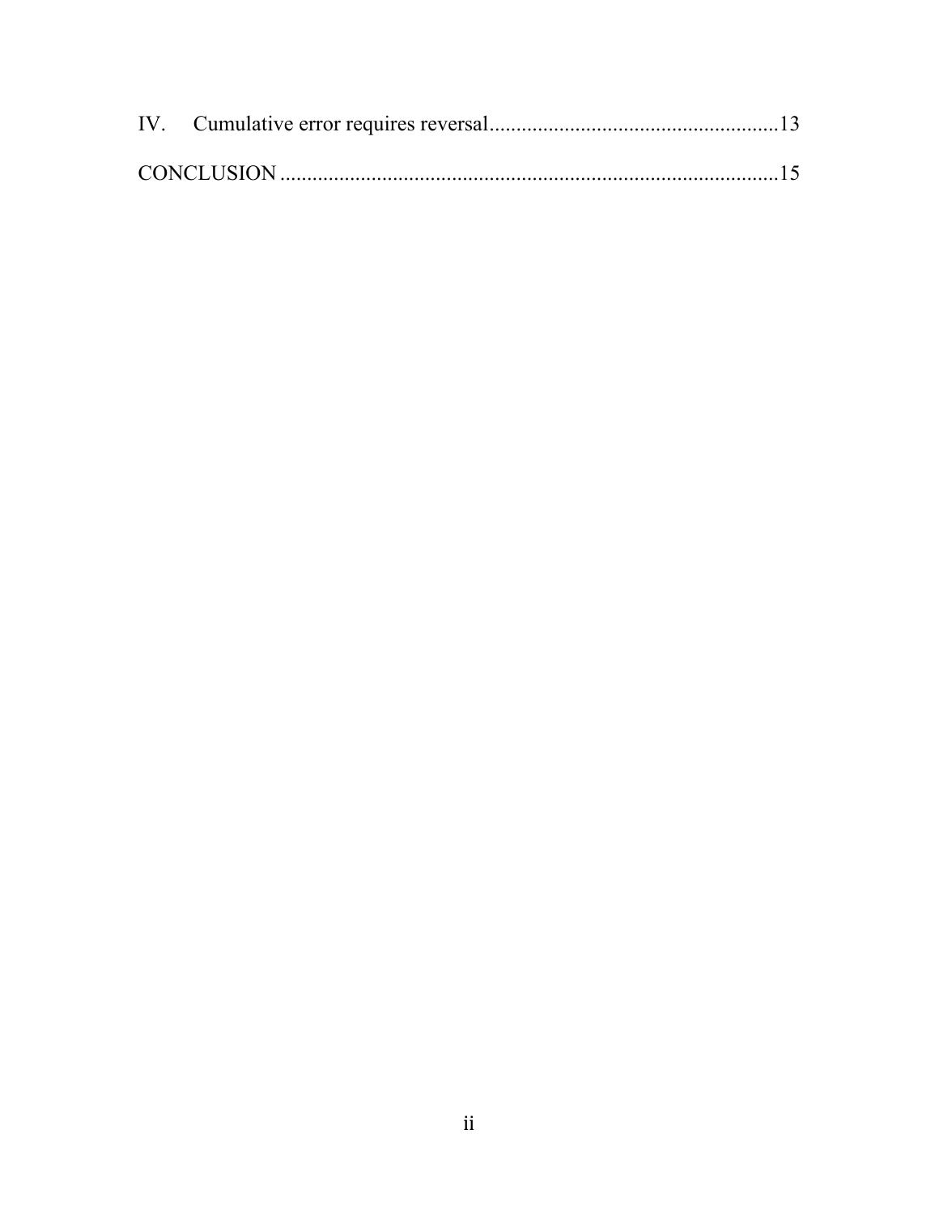IV. Cumulative error requires reversal......................................................13

CONCLUSION ............................................................................................15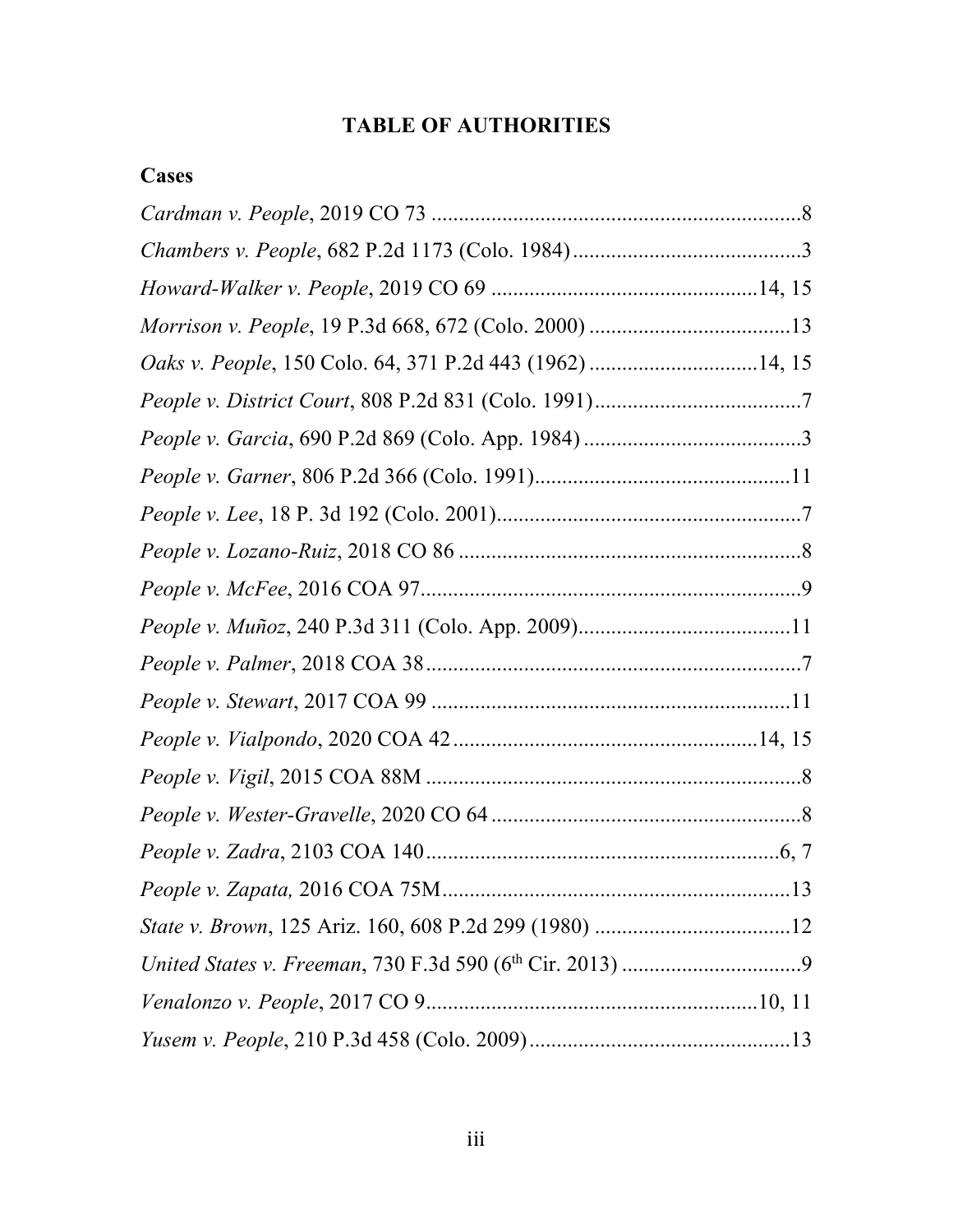# TABLE OF AUTHORITIES

## Cases

*Cardman v. People*, 2019 CO 73 .....................................................................8

*Chambers v. People*, 682 P.2d 1173 (Colo. 1984) ..........................................3

*Howard-Walker v. People*, 2019 CO 69 ................................................14, 15

*Morrison v. People*, 19 P.3d 668, 672 (Colo. 2000) .....................................13

*Oaks v. People*, 150 Colo. 64, 371 P.2d 443 (1962) ...............................14, 15

*People v. District Court*, 808 P.2d 831 (Colo. 1991) .......................................7

*People v. Garcia*, 690 P.2d 869 (Colo. App. 1984) ........................................3

*People v. Garner*, 806 P.2d 366 (Colo. 1991) ...............................................11

*People v. Lee*, 18 P. 3d 192 (Colo. 2001) ........................................................7

*People v. Lozano-Ruiz*, 2018 CO 86 ...............................................................8

*People v. McFee*, 2016 COA 97 ......................................................................9

*People v. Muñoz*, 240 P.3d 311 (Colo. App. 2009) .......................................11

*People v. Palmer*, 2018 COA 38 .....................................................................7

*People v. Stewart*, 2017 COA 99 ..................................................................11

*People v. Vialpondo*, 2020 COA 42 ........................................................14, 15

*People v. Vigil*, 2015 COA 88M .....................................................................8

*People v. Wester-Gravelle*, 2020 CO 64 .........................................................8

*People v. Zadra*, 2103 COA 140 .................................................................6, 7

*People v. Zapata,* 2016 COA 75M ................................................................13

*State v. Brown*, 125 Ariz. 160, 608 P.2d 299 (1980) ....................................12

*United States v. Freeman*, 730 F.3d 590 (6th Cir. 2013) .................................9

*Venalonzo v. People*, 2017 CO 9 ............................................................10, 11

*Yusem v. People*, 210 P.3d 458 (Colo. 2009) ................................................13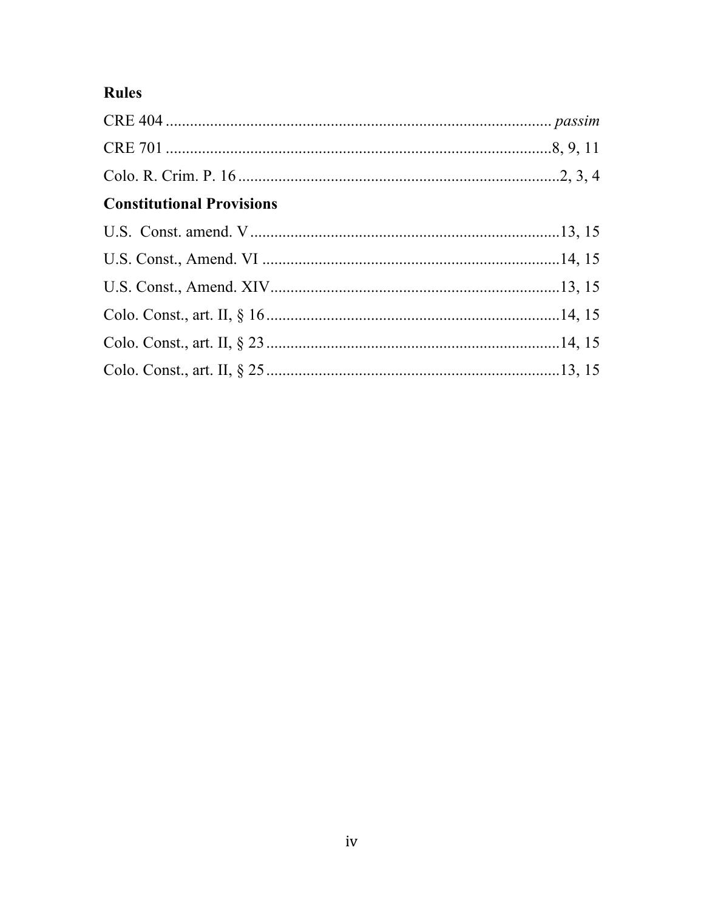## Rules

CRE 404 ................................................................................................ *passim*

CRE 701 ................................................................................................8, 9, 11

Colo. R. Crim. P. 16 ...............................................................................2, 3, 4

## Constitutional Provisions

U.S.  Const. amend. V ............................................................................13, 15

U.S. Const., Amend. VI .........................................................................14, 15

U.S. Const., Amend. XIV.......................................................................13, 15

Colo. Const., art. II, § 16 ........................................................................14, 15

Colo. Const., art. II, § 23 ........................................................................14, 15

Colo. Const., art. II, § 25 ........................................................................13, 15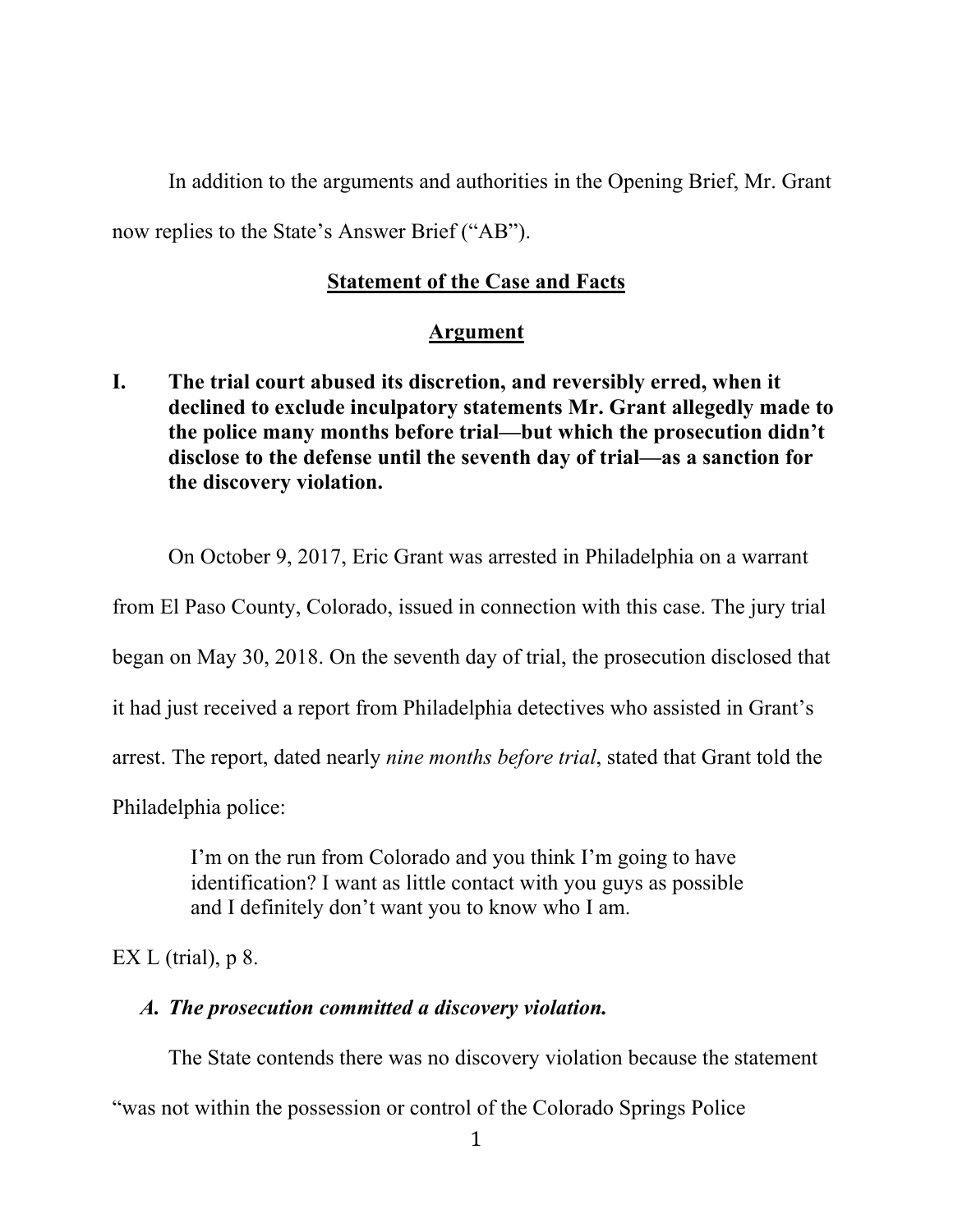In addition to the arguments and authorities in the Opening Brief, Mr. Grant now replies to the State's Answer Brief ("AB").

## Statement of the Case and Facts

## Argument

### I. The trial court abused its discretion, and reversibly erred, when it declined to exclude inculpatory statements Mr. Grant allegedly made to the police many months before trial—but which the prosecution didn't disclose to the defense until the seventh day of trial—as a sanction for the discovery violation.

On October 9, 2017, Eric Grant was arrested in Philadelphia on a warrant from El Paso County, Colorado, issued in connection with this case. The jury trial began on May 30, 2018. On the seventh day of trial, the prosecution disclosed that it had just received a report from Philadelphia detectives who assisted in Grant's arrest. The report, dated nearly *nine months before trial*, stated that Grant told the Philadelphia police:

> I'm on the run from Colorado and you think I'm going to have identification? I want as little contact with you guys as possible and I definitely don't want you to know who I am.

EX L (trial), p 8.

#### *A. The prosecution committed a discovery violation.*

The State contends there was no discovery violation because the statement "was not within the possession or control of the Colorado Springs Police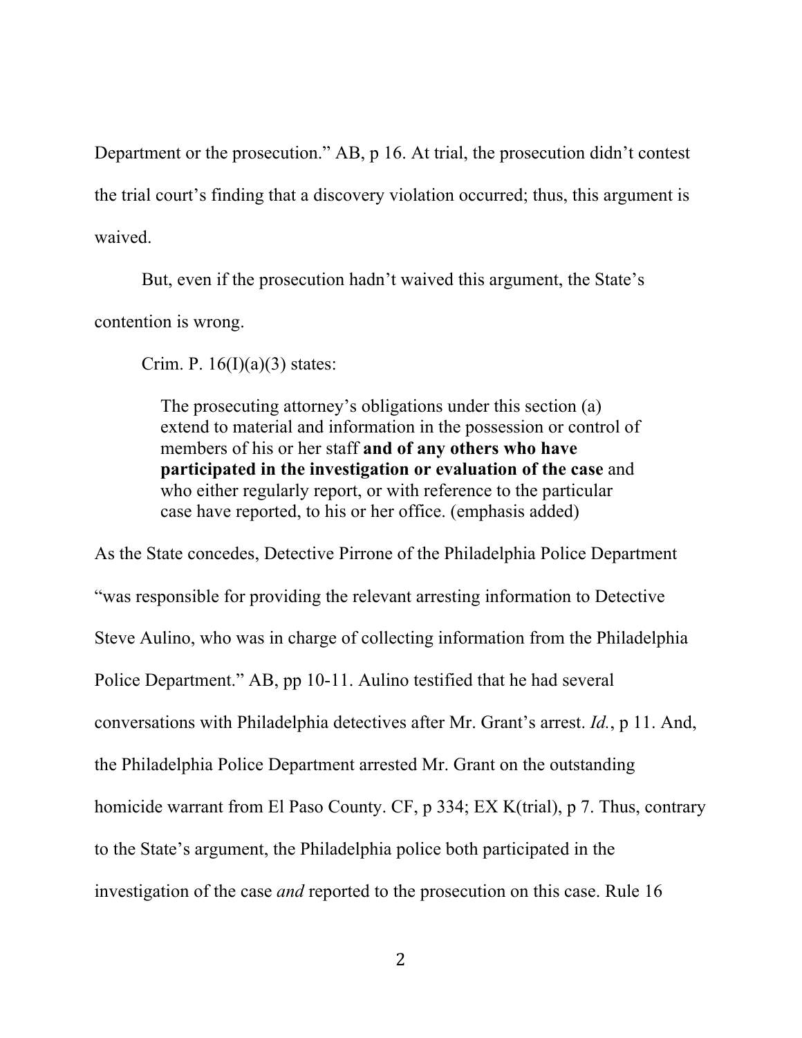Department or the prosecution." AB, p 16. At trial, the prosecution didn't contest the trial court's finding that a discovery violation occurred; thus, this argument is waived.

But, even if the prosecution hadn't waived this argument, the State's contention is wrong.

Crim. P. 16(I)(a)(3) states:

> The prosecuting attorney's obligations under this section (a) extend to material and information in the possession or control of members of his or her staff **and of any others who have participated in the investigation or evaluation of the case** and who either regularly report, or with reference to the particular case have reported, to his or her office. (emphasis added)

As the State concedes, Detective Pirrone of the Philadelphia Police Department "was responsible for providing the relevant arresting information to Detective Steve Aulino, who was in charge of collecting information from the Philadelphia Police Department." AB, pp 10-11. Aulino testified that he had several conversations with Philadelphia detectives after Mr. Grant's arrest. *Id.*, p 11. And, the Philadelphia Police Department arrested Mr. Grant on the outstanding homicide warrant from El Paso County. CF, p 334; EX K(trial), p 7. Thus, contrary to the State's argument, the Philadelphia police both participated in the investigation of the case *and* reported to the prosecution on this case. Rule 16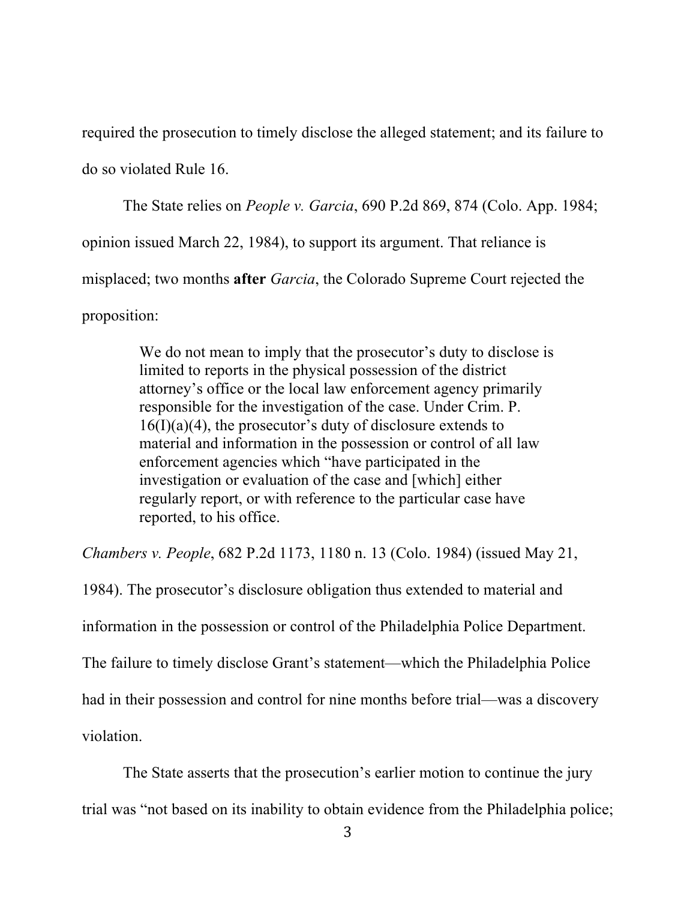required the prosecution to timely disclose the alleged statement; and its failure to do so violated Rule 16.

The State relies on *People v. Garcia*, 690 P.2d 869, 874 (Colo. App. 1984; opinion issued March 22, 1984), to support its argument. That reliance is misplaced; two months **after** *Garcia*, the Colorado Supreme Court rejected the proposition:

> We do not mean to imply that the prosecutor's duty to disclose is limited to reports in the physical possession of the district attorney's office or the local law enforcement agency primarily responsible for the investigation of the case. Under Crim. P. 16(I)(a)(4), the prosecutor's duty of disclosure extends to material and information in the possession or control of all law enforcement agencies which "have participated in the investigation or evaluation of the case and [which] either regularly report, or with reference to the particular case have reported, to his office.

*Chambers v. People*, 682 P.2d 1173, 1180 n. 13 (Colo. 1984) (issued May 21, 1984). The prosecutor's disclosure obligation thus extended to material and information in the possession or control of the Philadelphia Police Department. The failure to timely disclose Grant's statement—which the Philadelphia Police had in their possession and control for nine months before trial—was a discovery violation.

The State asserts that the prosecution's earlier motion to continue the jury trial was "not based on its inability to obtain evidence from the Philadelphia police;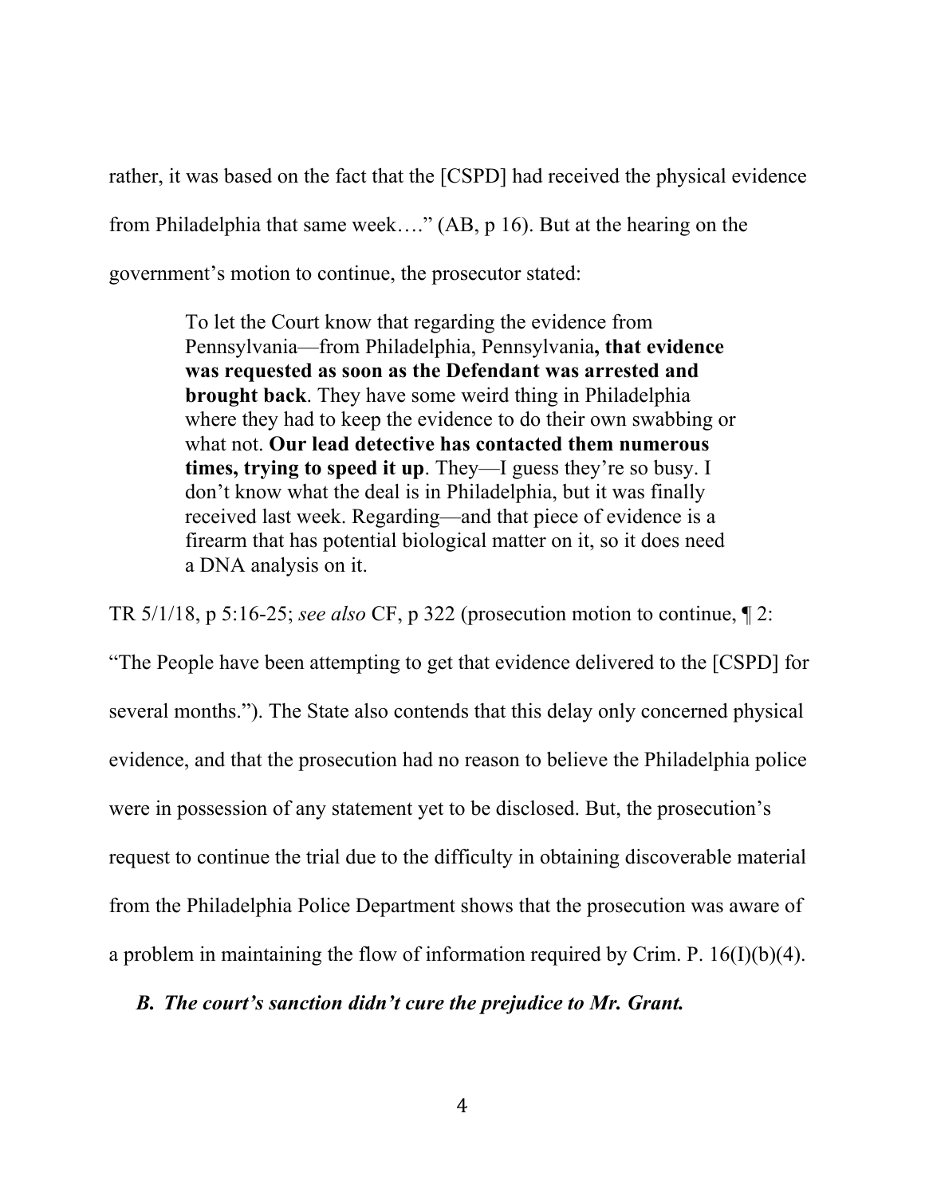rather, it was based on the fact that the [CSPD] had received the physical evidence from Philadelphia that same week…." (AB, p 16). But at the hearing on the government's motion to continue, the prosecutor stated:

> To let the Court know that regarding the evidence from Pennsylvania—from Philadelphia, Pennsylvania**, that evidence was requested as soon as the Defendant was arrested and brought back**. They have some weird thing in Philadelphia where they had to keep the evidence to do their own swabbing or what not. **Our lead detective has contacted them numerous times, trying to speed it up**. They—I guess they're so busy. I don't know what the deal is in Philadelphia, but it was finally received last week. Regarding—and that piece of evidence is a firearm that has potential biological matter on it, so it does need a DNA analysis on it.

TR 5/1/18, p 5:16-25; *see also* CF, p 322 (prosecution motion to continue, ¶ 2: "The People have been attempting to get that evidence delivered to the [CSPD] for several months."). The State also contends that this delay only concerned physical evidence, and that the prosecution had no reason to believe the Philadelphia police were in possession of any statement yet to be disclosed. But, the prosecution's request to continue the trial due to the difficulty in obtaining discoverable material from the Philadelphia Police Department shows that the prosecution was aware of a problem in maintaining the flow of information required by Crim. P. 16(I)(b)(4).

### ***B. The court's sanction didn't cure the prejudice to Mr. Grant.***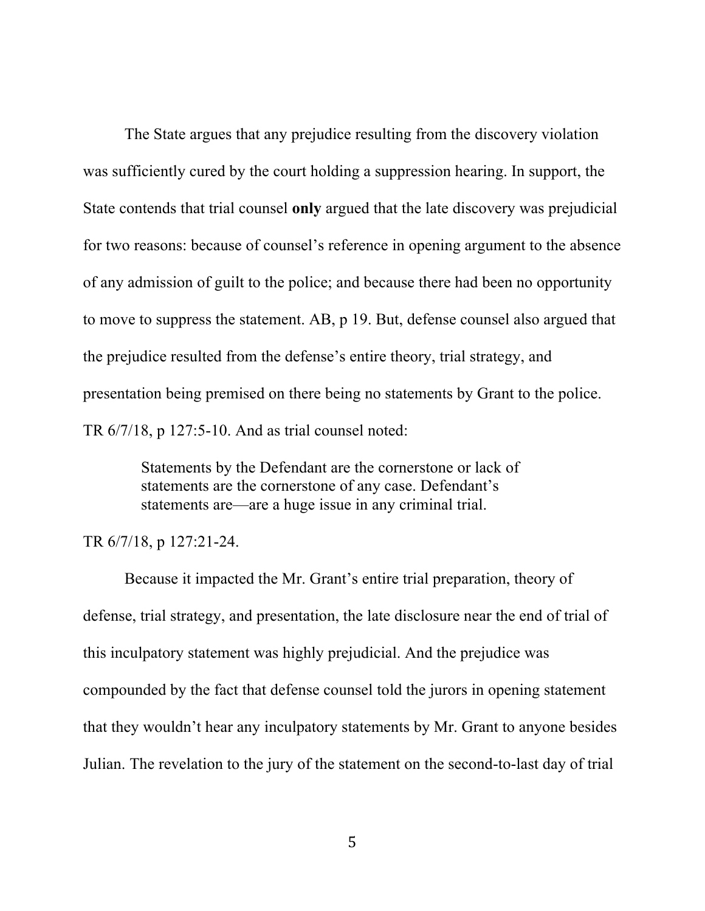The State argues that any prejudice resulting from the discovery violation was sufficiently cured by the court holding a suppression hearing. In support, the State contends that trial counsel **only** argued that the late discovery was prejudicial for two reasons: because of counsel's reference in opening argument to the absence of any admission of guilt to the police; and because there had been no opportunity to move to suppress the statement. AB, p 19. But, defense counsel also argued that the prejudice resulted from the defense's entire theory, trial strategy, and presentation being premised on there being no statements by Grant to the police. TR 6/7/18, p 127:5-10. And as trial counsel noted:

> Statements by the Defendant are the cornerstone or lack of statements are the cornerstone of any case. Defendant's statements are—are a huge issue in any criminal trial.

TR 6/7/18, p 127:21-24.

Because it impacted the Mr. Grant's entire trial preparation, theory of defense, trial strategy, and presentation, the late disclosure near the end of trial of this inculpatory statement was highly prejudicial. And the prejudice was compounded by the fact that defense counsel told the jurors in opening statement that they wouldn't hear any inculpatory statements by Mr. Grant to anyone besides Julian. The revelation to the jury of the statement on the second-to-last day of trial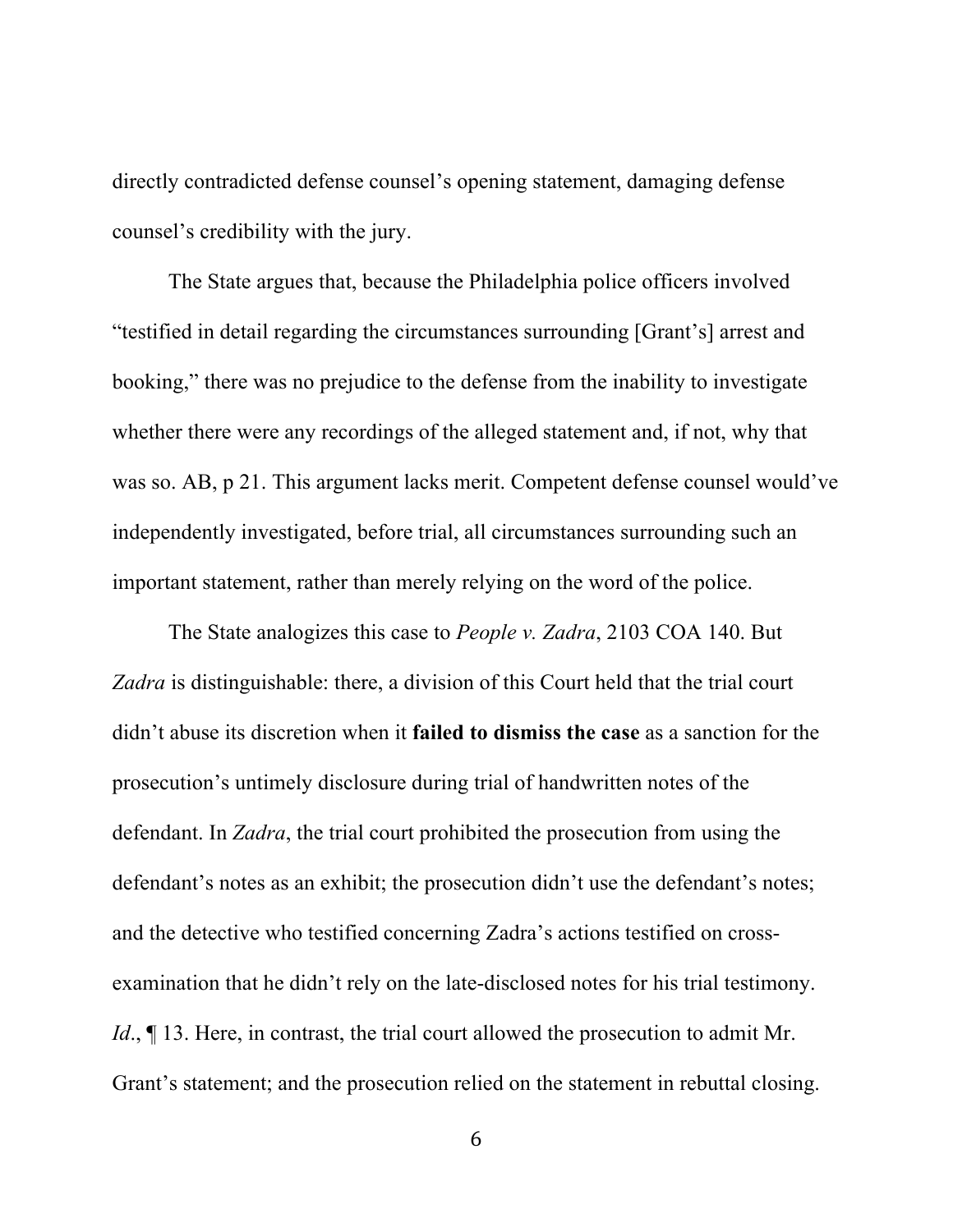directly contradicted defense counsel's opening statement, damaging defense counsel's credibility with the jury.

The State argues that, because the Philadelphia police officers involved "testified in detail regarding the circumstances surrounding [Grant's] arrest and booking," there was no prejudice to the defense from the inability to investigate whether there were any recordings of the alleged statement and, if not, why that was so. AB, p 21. This argument lacks merit. Competent defense counsel would've independently investigated, before trial, all circumstances surrounding such an important statement, rather than merely relying on the word of the police.

The State analogizes this case to *People v. Zadra*, 2103 COA 140. But *Zadra* is distinguishable: there, a division of this Court held that the trial court didn't abuse its discretion when it **failed to dismiss the case** as a sanction for the prosecution's untimely disclosure during trial of handwritten notes of the defendant. In *Zadra*, the trial court prohibited the prosecution from using the defendant's notes as an exhibit; the prosecution didn't use the defendant's notes; and the detective who testified concerning Zadra's actions testified on cross-examination that he didn't rely on the late-disclosed notes for his trial testimony. *Id*., ¶ 13. Here, in contrast, the trial court allowed the prosecution to admit Mr. Grant's statement; and the prosecution relied on the statement in rebuttal closing.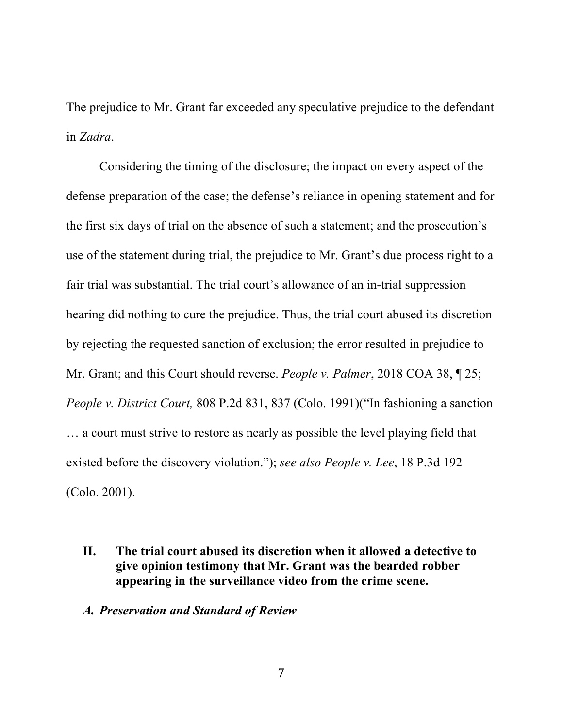The prejudice to Mr. Grant far exceeded any speculative prejudice to the defendant in *Zadra*.

Considering the timing of the disclosure; the impact on every aspect of the defense preparation of the case; the defense's reliance in opening statement and for the first six days of trial on the absence of such a statement; and the prosecution's use of the statement during trial, the prejudice to Mr. Grant's due process right to a fair trial was substantial. The trial court's allowance of an in-trial suppression hearing did nothing to cure the prejudice. Thus, the trial court abused its discretion by rejecting the requested sanction of exclusion; the error resulted in prejudice to Mr. Grant; and this Court should reverse. *People v. Palmer*, 2018 COA 38, ¶ 25; *People v. District Court,* 808 P.2d 831, 837 (Colo. 1991)("In fashioning a sanction … a court must strive to restore as nearly as possible the level playing field that existed before the discovery violation."); *see also People v. Lee*, 18 P.3d 192 (Colo. 2001).

## II. The trial court abused its discretion when it allowed a detective to give opinion testimony that Mr. Grant was the bearded robber appearing in the surveillance video from the crime scene.

### *A. Preservation and Standard of Review*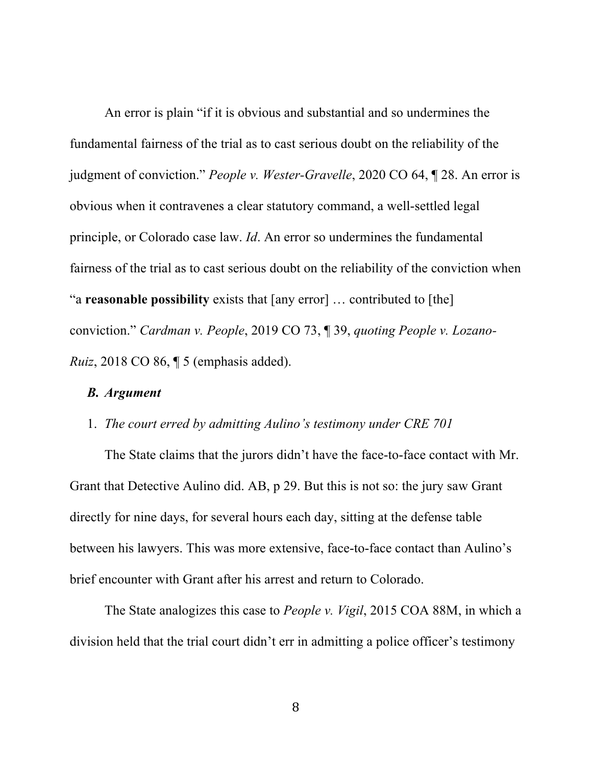An error is plain "if it is obvious and substantial and so undermines the fundamental fairness of the trial as to cast serious doubt on the reliability of the judgment of conviction." *People v. Wester-Gravelle*, 2020 CO 64, ¶ 28. An error is obvious when it contravenes a clear statutory command, a well-settled legal principle, or Colorado case law. *Id*. An error so undermines the fundamental fairness of the trial as to cast serious doubt on the reliability of the conviction when "a **reasonable possibility** exists that [any error] … contributed to [the] conviction." *Cardman v. People*, 2019 CO 73, ¶ 39, *quoting People v. Lozano-Ruiz*, 2018 CO 86, ¶ 5 (emphasis added).

### *B. Argument*

1. *The court erred by admitting Aulino's testimony under CRE 701*

The State claims that the jurors didn't have the face-to-face contact with Mr. Grant that Detective Aulino did. AB, p 29. But this is not so: the jury saw Grant directly for nine days, for several hours each day, sitting at the defense table between his lawyers. This was more extensive, face-to-face contact than Aulino's brief encounter with Grant after his arrest and return to Colorado.

The State analogizes this case to *People v. Vigil*, 2015 COA 88M, in which a division held that the trial court didn't err in admitting a police officer's testimony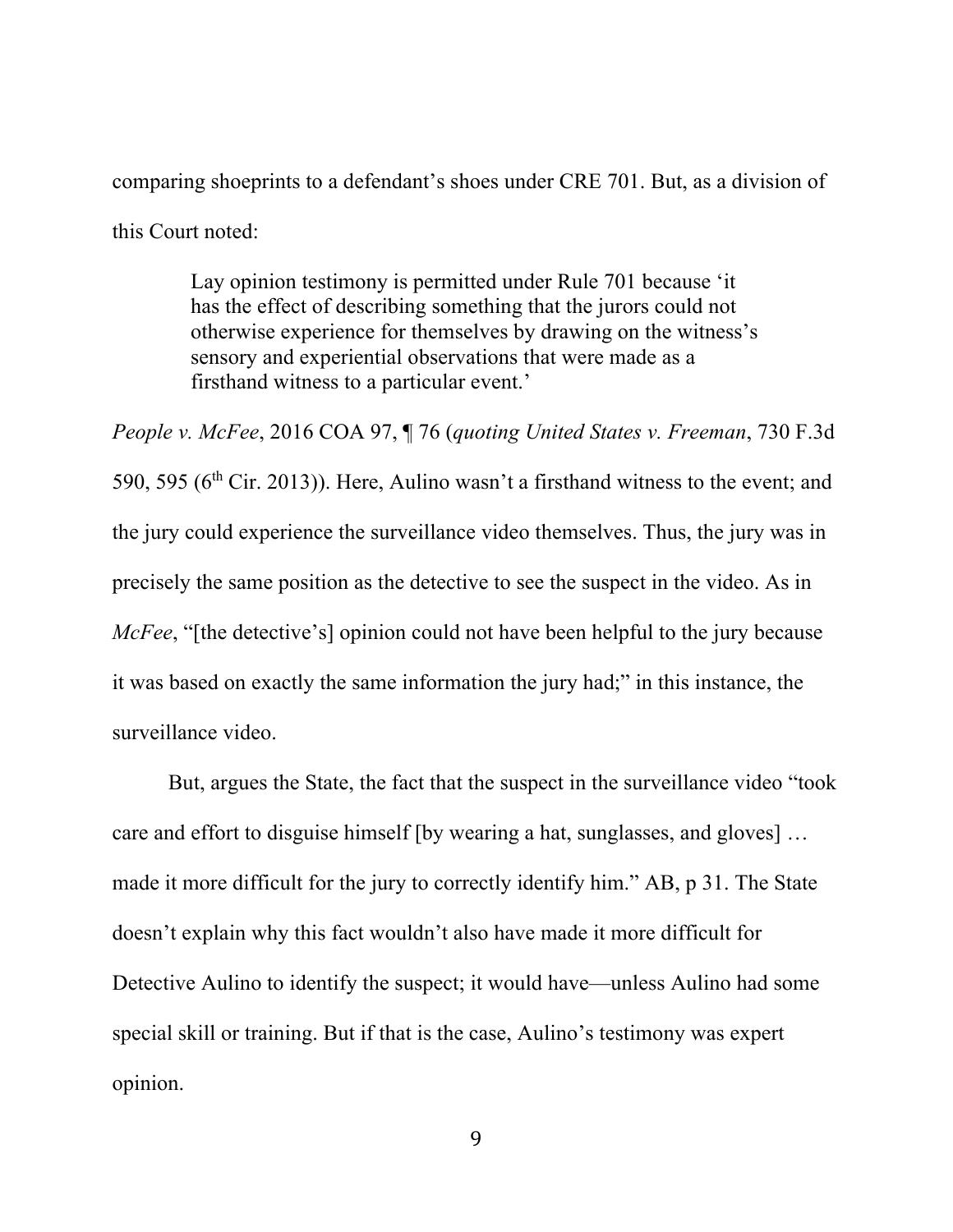comparing shoeprints to a defendant's shoes under CRE 701. But, as a division of this Court noted:

> Lay opinion testimony is permitted under Rule 701 because 'it has the effect of describing something that the jurors could not otherwise experience for themselves by drawing on the witness's sensory and experiential observations that were made as a firsthand witness to a particular event.'

*People v. McFee*, 2016 COA 97, ¶ 76 (*quoting United States v. Freeman*, 730 F.3d 590, 595 (6th Cir. 2013)). Here, Aulino wasn't a firsthand witness to the event; and the jury could experience the surveillance video themselves. Thus, the jury was in precisely the same position as the detective to see the suspect in the video. As in *McFee*, "[the detective's] opinion could not have been helpful to the jury because it was based on exactly the same information the jury had;" in this instance, the surveillance video.

But, argues the State, the fact that the suspect in the surveillance video "took care and effort to disguise himself [by wearing a hat, sunglasses, and gloves] … made it more difficult for the jury to correctly identify him." AB, p 31. The State doesn't explain why this fact wouldn't also have made it more difficult for Detective Aulino to identify the suspect; it would have—unless Aulino had some special skill or training. But if that is the case, Aulino's testimony was expert opinion.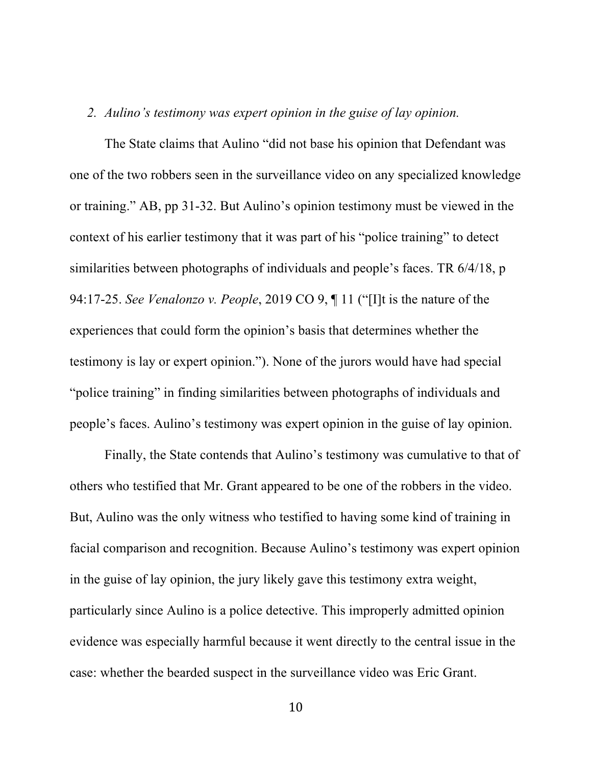*2. Aulino's testimony was expert opinion in the guise of lay opinion.*

The State claims that Aulino "did not base his opinion that Defendant was one of the two robbers seen in the surveillance video on any specialized knowledge or training." AB, pp 31-32. But Aulino's opinion testimony must be viewed in the context of his earlier testimony that it was part of his "police training" to detect similarities between photographs of individuals and people's faces. TR 6/4/18, p 94:17-25. *See Venalonzo v. People*, 2019 CO 9, ¶ 11 ("[I]t is the nature of the experiences that could form the opinion's basis that determines whether the testimony is lay or expert opinion."). None of the jurors would have had special "police training" in finding similarities between photographs of individuals and people's faces. Aulino's testimony was expert opinion in the guise of lay opinion.

Finally, the State contends that Aulino's testimony was cumulative to that of others who testified that Mr. Grant appeared to be one of the robbers in the video. But, Aulino was the only witness who testified to having some kind of training in facial comparison and recognition. Because Aulino's testimony was expert opinion in the guise of lay opinion, the jury likely gave this testimony extra weight, particularly since Aulino is a police detective. This improperly admitted opinion evidence was especially harmful because it went directly to the central issue in the case: whether the bearded suspect in the surveillance video was Eric Grant.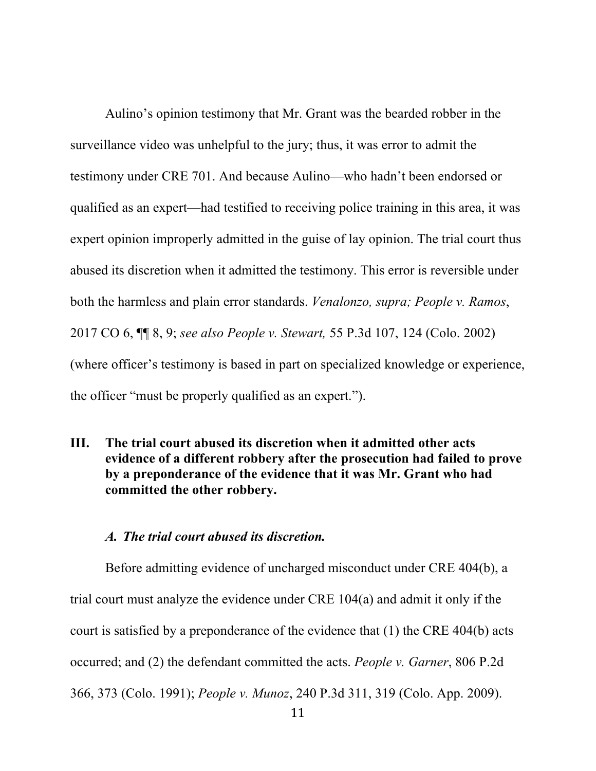Aulino's opinion testimony that Mr. Grant was the bearded robber in the surveillance video was unhelpful to the jury; thus, it was error to admit the testimony under CRE 701. And because Aulino—who hadn't been endorsed or qualified as an expert—had testified to receiving police training in this area, it was expert opinion improperly admitted in the guise of lay opinion. The trial court thus abused its discretion when it admitted the testimony. This error is reversible under both the harmless and plain error standards. *Venalonzo, supra; People v. Ramos*, 2017 CO 6, ¶¶ 8, 9; *see also People v. Stewart,* 55 P.3d 107, 124 (Colo. 2002) (where officer's testimony is based in part on specialized knowledge or experience, the officer "must be properly qualified as an expert.").

## III. The trial court abused its discretion when it admitted other acts evidence of a different robbery after the prosecution had failed to prove by a preponderance of the evidence that it was Mr. Grant who had committed the other robbery.

### *A. The trial court abused its discretion.*

Before admitting evidence of uncharged misconduct under CRE 404(b), a trial court must analyze the evidence under CRE 104(a) and admit it only if the court is satisfied by a preponderance of the evidence that (1) the CRE 404(b) acts occurred; and (2) the defendant committed the acts. *People v. Garner*, 806 P.2d 366, 373 (Colo. 1991); *People v. Munoz*, 240 P.3d 311, 319 (Colo. App. 2009).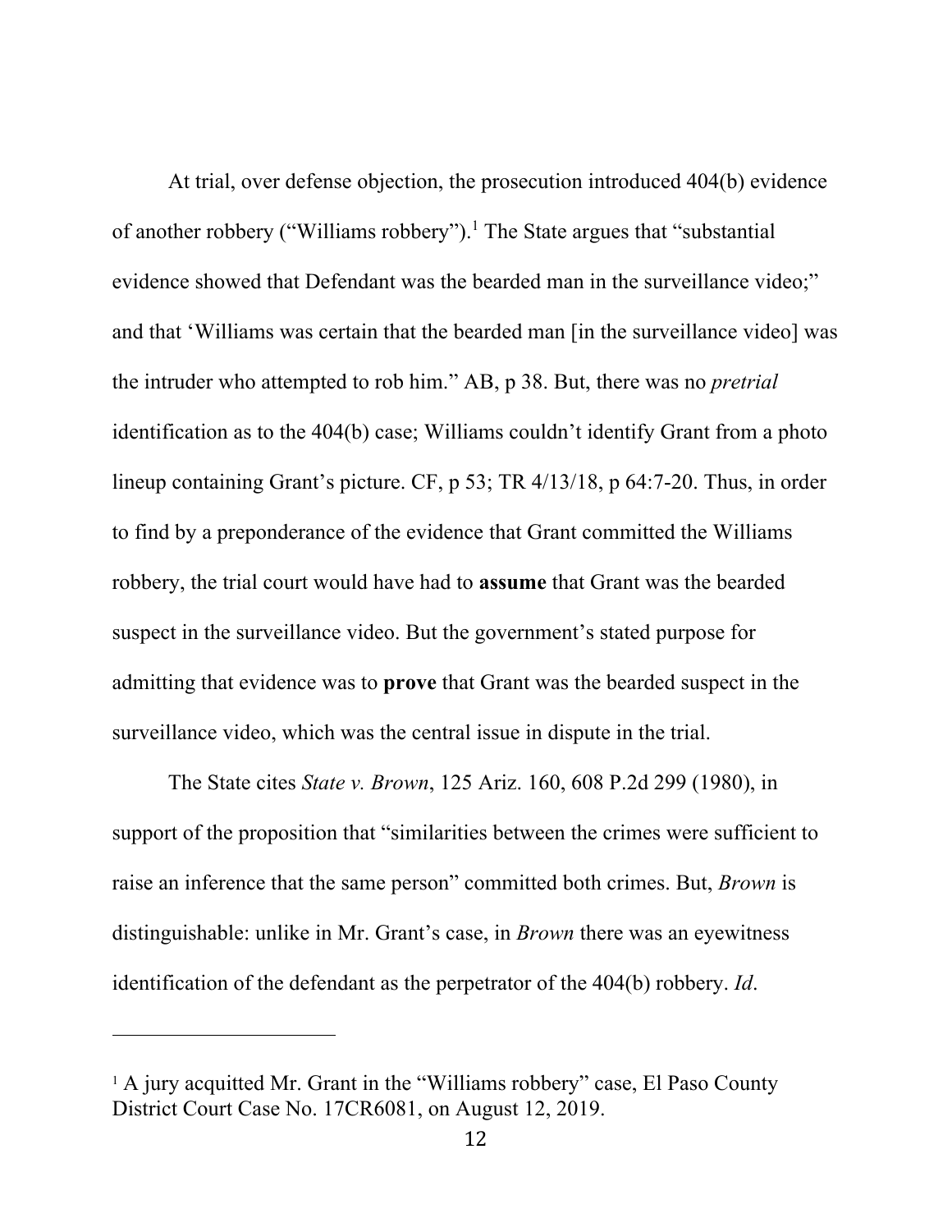At trial, over defense objection, the prosecution introduced 404(b) evidence of another robbery ("Williams robbery").[1] The State argues that "substantial evidence showed that Defendant was the bearded man in the surveillance video;" and that 'Williams was certain that the bearded man [in the surveillance video] was the intruder who attempted to rob him." AB, p 38. But, there was no *pretrial* identification as to the 404(b) case; Williams couldn't identify Grant from a photo lineup containing Grant's picture. CF, p 53; TR 4/13/18, p 64:7-20. Thus, in order to find by a preponderance of the evidence that Grant committed the Williams robbery, the trial court would have had to **assume** that Grant was the bearded suspect in the surveillance video. But the government's stated purpose for admitting that evidence was to **prove** that Grant was the bearded suspect in the surveillance video, which was the central issue in dispute in the trial.

The State cites *State v. Brown*, 125 Ariz. 160, 608 P.2d 299 (1980), in support of the proposition that "similarities between the crimes were sufficient to raise an inference that the same person" committed both crimes. But, *Brown* is distinguishable: unlike in Mr. Grant's case, in *Brown* there was an eyewitness identification of the defendant as the perpetrator of the 404(b) robbery. *Id*.

---

[1] A jury acquitted Mr. Grant in the "Williams robbery" case, El Paso County District Court Case No. 17CR6081, on August 12, 2019.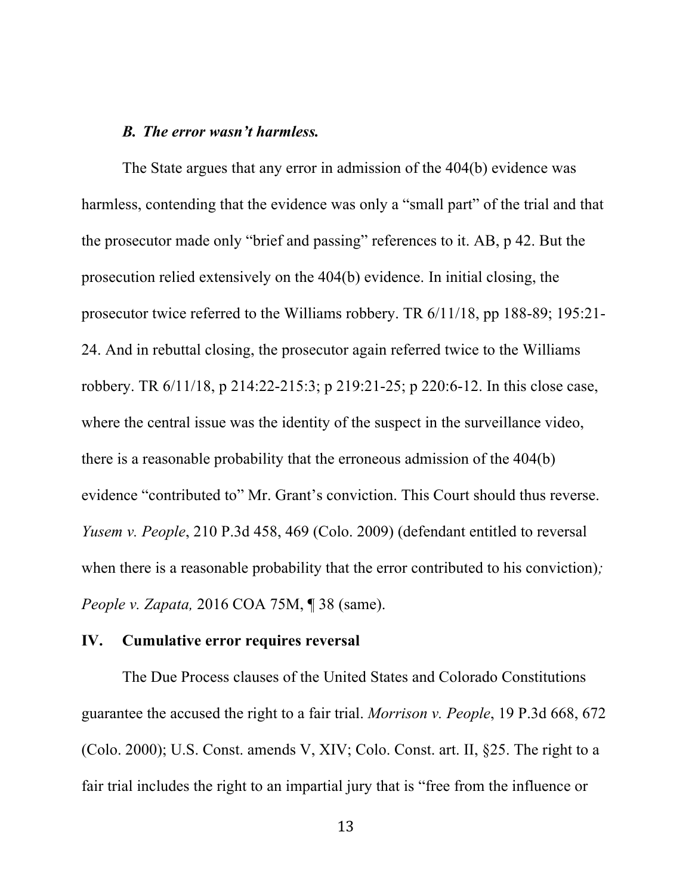### *B. The error wasn't harmless.*

The State argues that any error in admission of the 404(b) evidence was harmless, contending that the evidence was only a "small part" of the trial and that the prosecutor made only "brief and passing" references to it. AB, p 42. But the prosecution relied extensively on the 404(b) evidence. In initial closing, the prosecutor twice referred to the Williams robbery. TR 6/11/18, pp 188-89; 195:21-24. And in rebuttal closing, the prosecutor again referred twice to the Williams robbery. TR 6/11/18, p 214:22-215:3; p 219:21-25; p 220:6-12. In this close case, where the central issue was the identity of the suspect in the surveillance video, there is a reasonable probability that the erroneous admission of the 404(b) evidence "contributed to" Mr. Grant's conviction. This Court should thus reverse. *Yusem v. People*, 210 P.3d 458, 469 (Colo. 2009) (defendant entitled to reversal when there is a reasonable probability that the error contributed to his conviction)*;* *People v. Zapata,* 2016 COA 75M, ¶ 38 (same).

## IV. Cumulative error requires reversal

The Due Process clauses of the United States and Colorado Constitutions guarantee the accused the right to a fair trial. *Morrison v. People*, 19 P.3d 668, 672 (Colo. 2000); U.S. Const. amends V, XIV; Colo. Const. art. II, §25. The right to a fair trial includes the right to an impartial jury that is "free from the influence or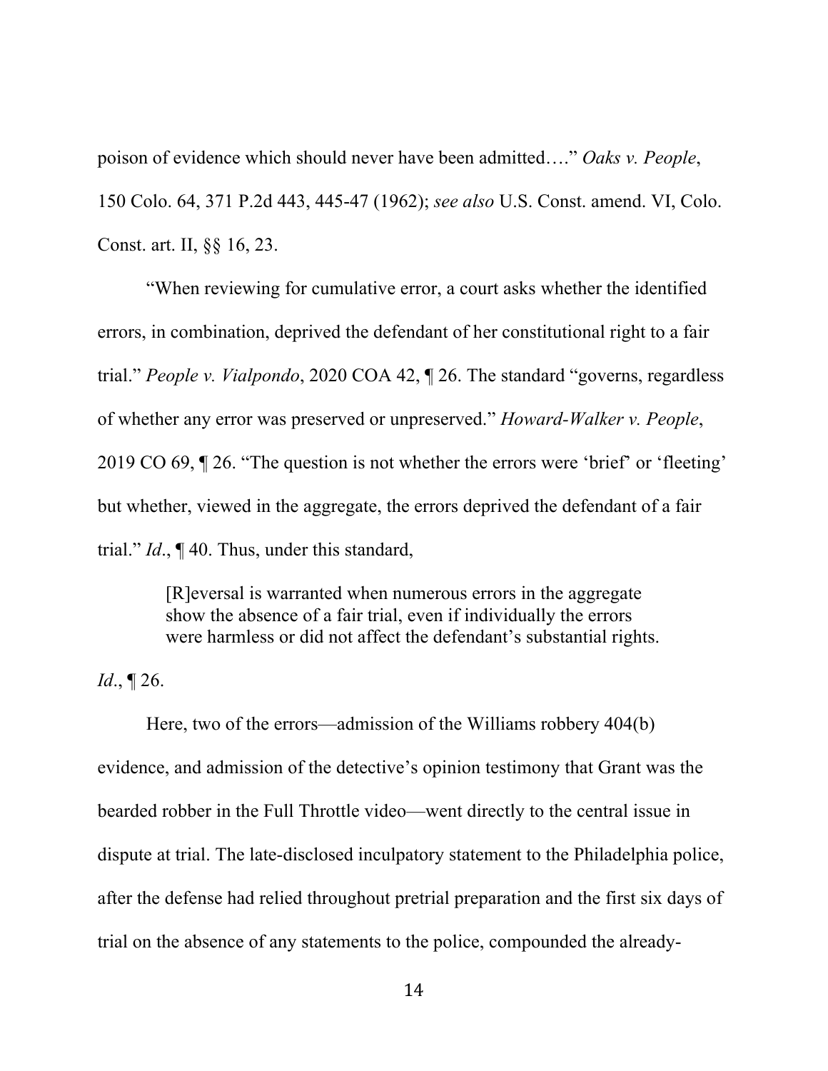poison of evidence which should never have been admitted…." *Oaks v. People*, 150 Colo. 64, 371 P.2d 443, 445-47 (1962); *see also* U.S. Const. amend. VI, Colo. Const. art. II, §§ 16, 23.

"When reviewing for cumulative error, a court asks whether the identified errors, in combination, deprived the defendant of her constitutional right to a fair trial." *People v. Vialpondo*, 2020 COA 42, ¶ 26. The standard "governs, regardless of whether any error was preserved or unpreserved." *Howard-Walker v. People*, 2019 CO 69, ¶ 26. "The question is not whether the errors were 'brief' or 'fleeting' but whether, viewed in the aggregate, the errors deprived the defendant of a fair trial." *Id*., ¶ 40. Thus, under this standard,

> [R]eversal is warranted when numerous errors in the aggregate show the absence of a fair trial, even if individually the errors were harmless or did not affect the defendant's substantial rights.

*Id*., ¶ 26.

Here, two of the errors—admission of the Williams robbery 404(b) evidence, and admission of the detective's opinion testimony that Grant was the bearded robber in the Full Throttle video—went directly to the central issue in dispute at trial. The late-disclosed inculpatory statement to the Philadelphia police, after the defense had relied throughout pretrial preparation and the first six days of trial on the absence of any statements to the police, compounded the already-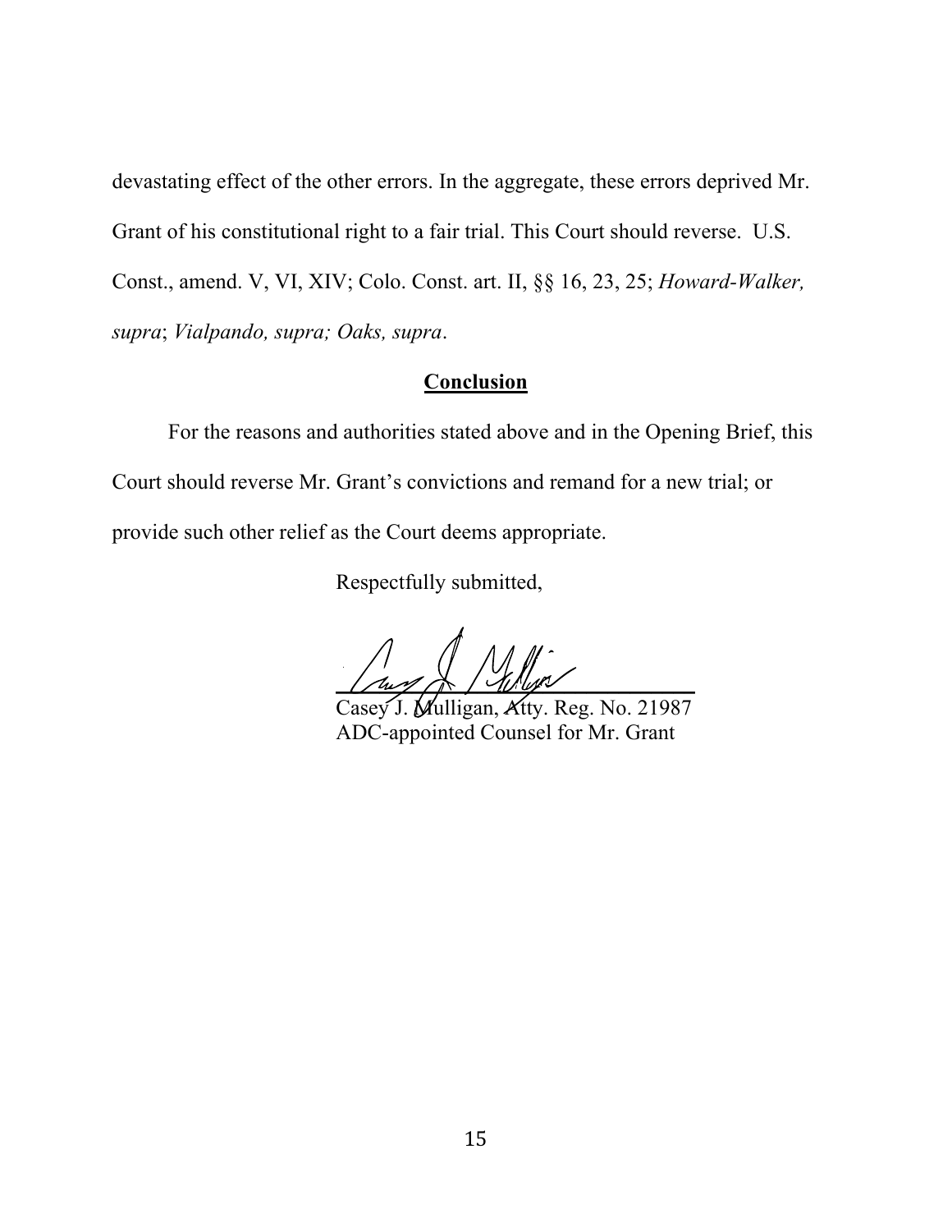devastating effect of the other errors. In the aggregate, these errors deprived Mr. Grant of his constitutional right to a fair trial. This Court should reverse. U.S. Const., amend. V, VI, XIV; Colo. Const. art. II, §§ 16, 23, 25; *Howard-Walker, supra*; *Vialpando, supra; Oaks, supra*.

## Conclusion

For the reasons and authorities stated above and in the Opening Brief, this Court should reverse Mr. Grant's convictions and remand for a new trial; or provide such other relief as the Court deems appropriate.

Respectfully submitted,

Casey J. Mulligan, Atty. Reg. No. 21987
ADC-appointed Counsel for Mr. Grant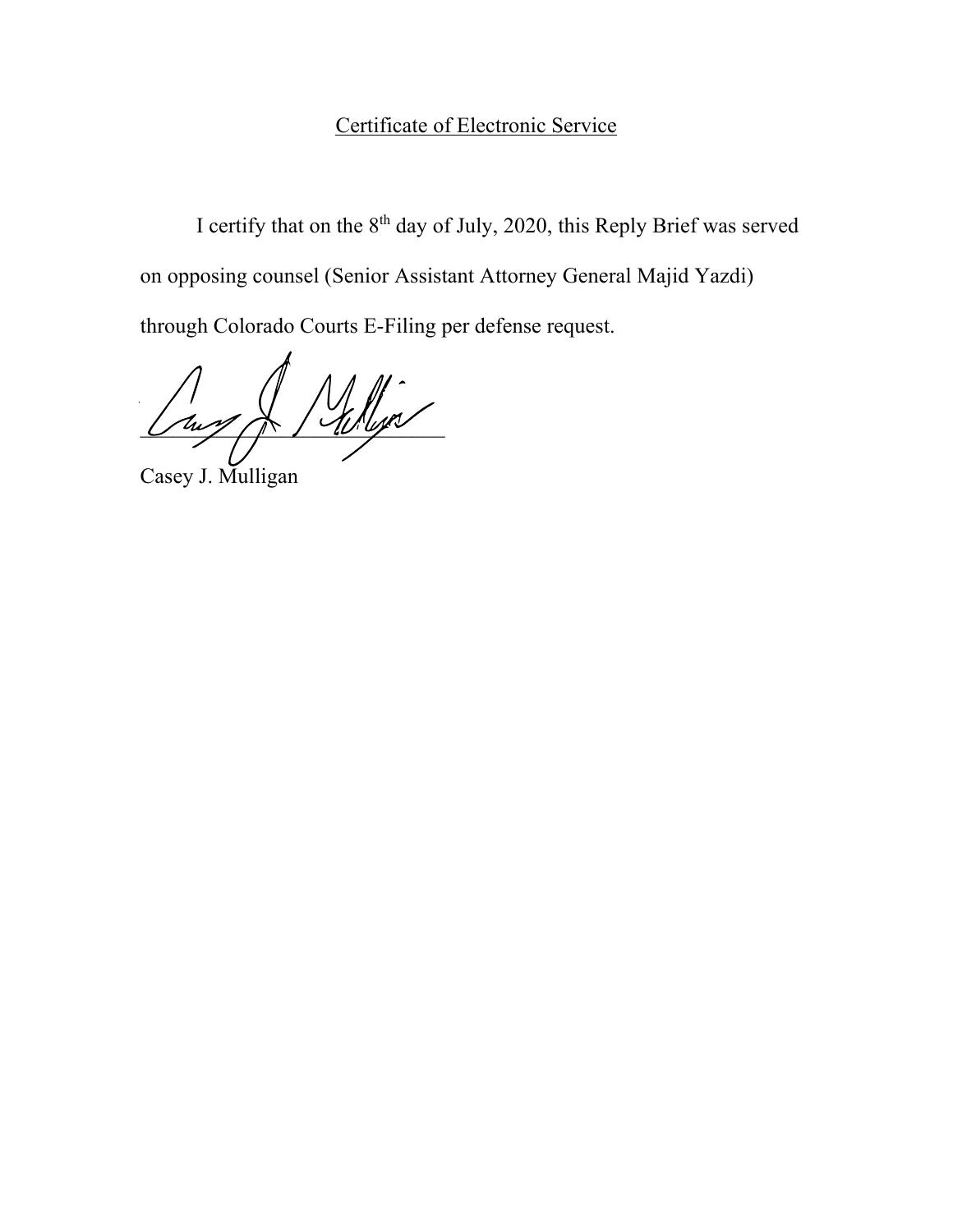Certificate of Electronic Service

I certify that on the 8th day of July, 2020, this Reply Brief was served on opposing counsel (Senior Assistant Attorney General Majid Yazdi) through Colorado Courts E-Filing per defense request.

\_\_\_\_\_\_\_\_\_\_\_\_\_\_\_\_\_\_\_\_\_\_\_\_\_\_\_\_\_\_

Casey J. Mulligan